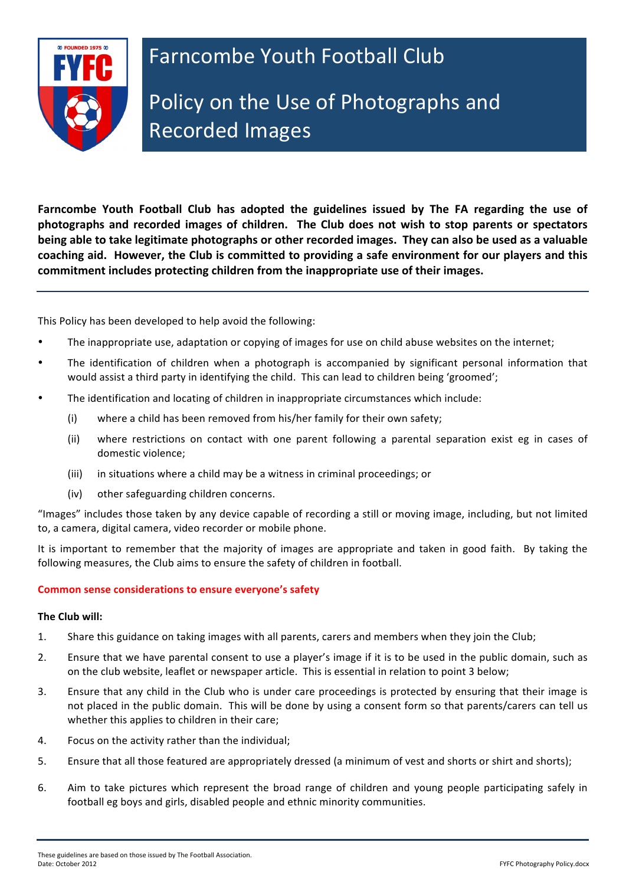# Farncombe Youth Football Club

## Policy on the Use of Photographs and Recorded Images

**Farncombe Youth Football Club has adopted the guidelines issued by The FA regarding the use of photographs and recorded images of children. The Club does not wish to stop parents or spectators being able to take legitimate photographs or other recorded images. They can also be used as a valuable coaching aid. However, the Club is committed to providing a safe environment for our players and this commitment includes protecting children from the inappropriate use of their images.**

---

This Policy has been developed to help avoid the following:

- The inappropriate use, adaptation or copying of images for use on child abuse websites on the internet;
- The identification of children when a photograph is accompanied by significant personal information that would assist a third party in identifying the child. This can lead to children being 'groomed';
- The identification and locating of children in inappropriate circumstances which include:
  - (i) where a child has been removed from his/her family for their own safety;
  - (ii) where restrictions on contact with one parent following a parental separation exist eg in cases of domestic violence;
  - (iii) in situations where a child may be a witness in criminal proceedings; or
  - (iv) other safeguarding children concerns.

"Images" includes those taken by any device capable of recording a still or moving image, including, but not limited to, a camera, digital camera, video recorder or mobile phone.

It is important to remember that the majority of images are appropriate and taken in good faith. By taking the following measures, the Club aims to ensure the safety of children in football.

### Common sense considerations to ensure everyone's safety

**The Club will:**

1. Share this guidance on taking images with all parents, carers and members when they join the Club;
2. Ensure that we have parental consent to use a player's image if it is to be used in the public domain, such as on the club website, leaflet or newspaper article. This is essential in relation to point 3 below;
3. Ensure that any child in the Club who is under care proceedings is protected by ensuring that their image is not placed in the public domain. This will be done by using a consent form so that parents/carers can tell us whether this applies to children in their care;
4. Focus on the activity rather than the individual;
5. Ensure that all those featured are appropriately dressed (a minimum of vest and shorts or shirt and shorts);
6. Aim to take pictures which represent the broad range of children and young people participating safely in football eg boys and girls, disabled people and ethnic minority communities.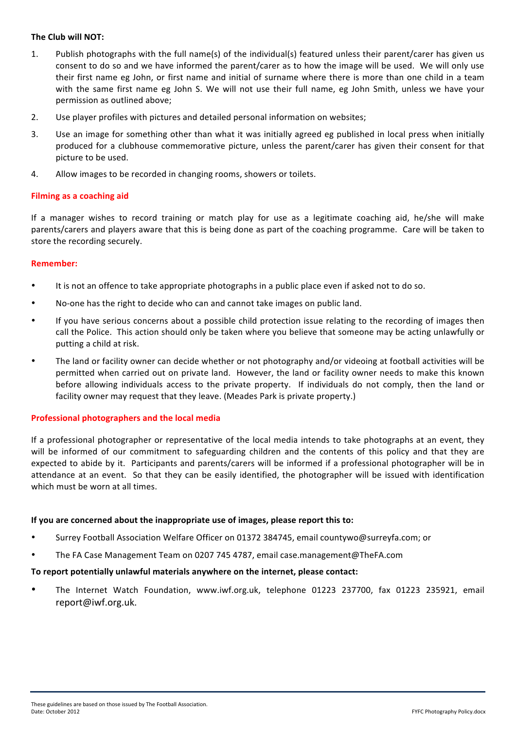**The Club will NOT:**

1. Publish photographs with the full name(s) of the individual(s) featured unless their parent/carer has given us consent to do so and we have informed the parent/carer as to how the image will be used. We will only use their first name eg John, or first name and initial of surname where there is more than one child in a team with the same first name eg John S. We will not use their full name, eg John Smith, unless we have your permission as outlined above;
2. Use player profiles with pictures and detailed personal information on websites;
3. Use an image for something other than what it was initially agreed eg published in local press when initially produced for a clubhouse commemorative picture, unless the parent/carer has given their consent for that picture to be used.
4. Allow images to be recorded in changing rooms, showers or toilets.

**Filming as a coaching aid**

If a manager wishes to record training or match play for use as a legitimate coaching aid, he/she will make parents/carers and players aware that this is being done as part of the coaching programme. Care will be taken to store the recording securely.

**Remember:**

- It is not an offence to take appropriate photographs in a public place even if asked not to do so.
- No-one has the right to decide who can and cannot take images on public land.
- If you have serious concerns about a possible child protection issue relating to the recording of images then call the Police. This action should only be taken where you believe that someone may be acting unlawfully or putting a child at risk.
- The land or facility owner can decide whether or not photography and/or videoing at football activities will be permitted when carried out on private land. However, the land or facility owner needs to make this known before allowing individuals access to the private property. If individuals do not comply, then the land or facility owner may request that they leave. (Meades Park is private property.)

**Professional photographers and the local media**

If a professional photographer or representative of the local media intends to take photographs at an event, they will be informed of our commitment to safeguarding children and the contents of this policy and that they are expected to abide by it. Participants and parents/carers will be informed if a professional photographer will be in attendance at an event. So that they can be easily identified, the photographer will be issued with identification which must be worn at all times.

**If you are concerned about the inappropriate use of images, please report this to:**

- Surrey Football Association Welfare Officer on 01372 384745, email countywo@surreyfa.com; or
- The FA Case Management Team on 0207 745 4787, email case.management@TheFA.com

**To report potentially unlawful materials anywhere on the internet, please contact:**

- The Internet Watch Foundation, www.iwf.org.uk, telephone 01223 237700, fax 01223 235921, email report@iwf.org.uk.

These guidelines are based on those issued by The Football Association.
Date: October 2012